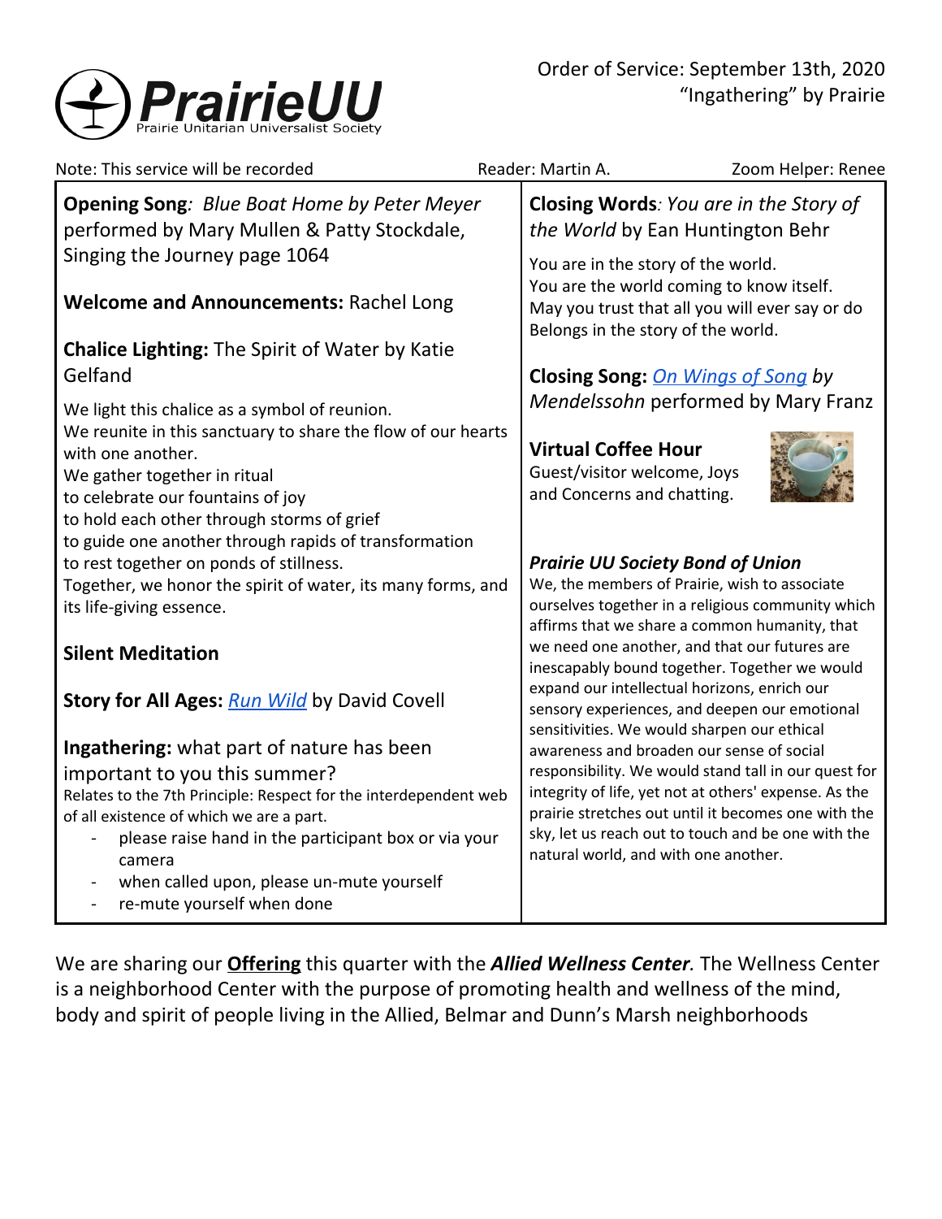# PrairieUU
Prairie Unitarian Universalist Society

Order of Service: September 13th, 2020
"Ingathering" by Prairie

Note: This service will be recorded | Reader: Martin A. | Zoom Helper: Renee

**Opening Song**: *Blue Boat Home by Peter Meyer* performed by Mary Mullen & Patty Stockdale, Singing the Journey page 1064

**Welcome and Announcements:** Rachel Long

**Chalice Lighting:** The Spirit of Water by Katie Gelfand

We light this chalice as a symbol of reunion.
We reunite in this sanctuary to share the flow of our hearts with one another.
We gather together in ritual
to celebrate our fountains of joy
to hold each other through storms of grief
to guide one another through rapids of transformation
to rest together on ponds of stillness.
Together, we honor the spirit of water, its many forms, and its life-giving essence.

**Silent Meditation**

**Story for All Ages:** Run Wild by David Covell

**Ingathering:** what part of nature has been important to you this summer?

Relates to the 7th Principle: Respect for the interdependent web of all existence of which we are a part.

- please raise hand in the participant box or via your camera
- when called upon, please un-mute yourself
- re-mute yourself when done

**Closing Words**: *You are in the Story of the World* by Ean Huntington Behr

You are in the story of the world.
You are the world coming to know itself.
May you trust that all you will ever say or do
Belongs in the story of the world.

**Closing Song:** *On Wings of Song by Mendelssohn* performed by Mary Franz

**Virtual Coffee Hour**

Guest/visitor welcome, Joys and Concerns and chatting.

***Prairie UU Society Bond of Union***

We, the members of Prairie, wish to associate ourselves together in a religious community which affirms that we share a common humanity, that we need one another, and that our futures are inescapably bound together. Together we would expand our intellectual horizons, enrich our sensory experiences, and deepen our emotional sensitivities. We would sharpen our ethical awareness and broaden our sense of social responsibility. We would stand tall in our quest for integrity of life, yet not at others' expense. As the prairie stretches out until it becomes one with the sky, let us reach out to touch and be one with the natural world, and with one another.

We are sharing our **Offering** this quarter with the ***Allied Wellness Center.*** The Wellness Center is a neighborhood Center with the purpose of promoting health and wellness of the mind, body and spirit of people living in the Allied, Belmar and Dunn's Marsh neighborhoods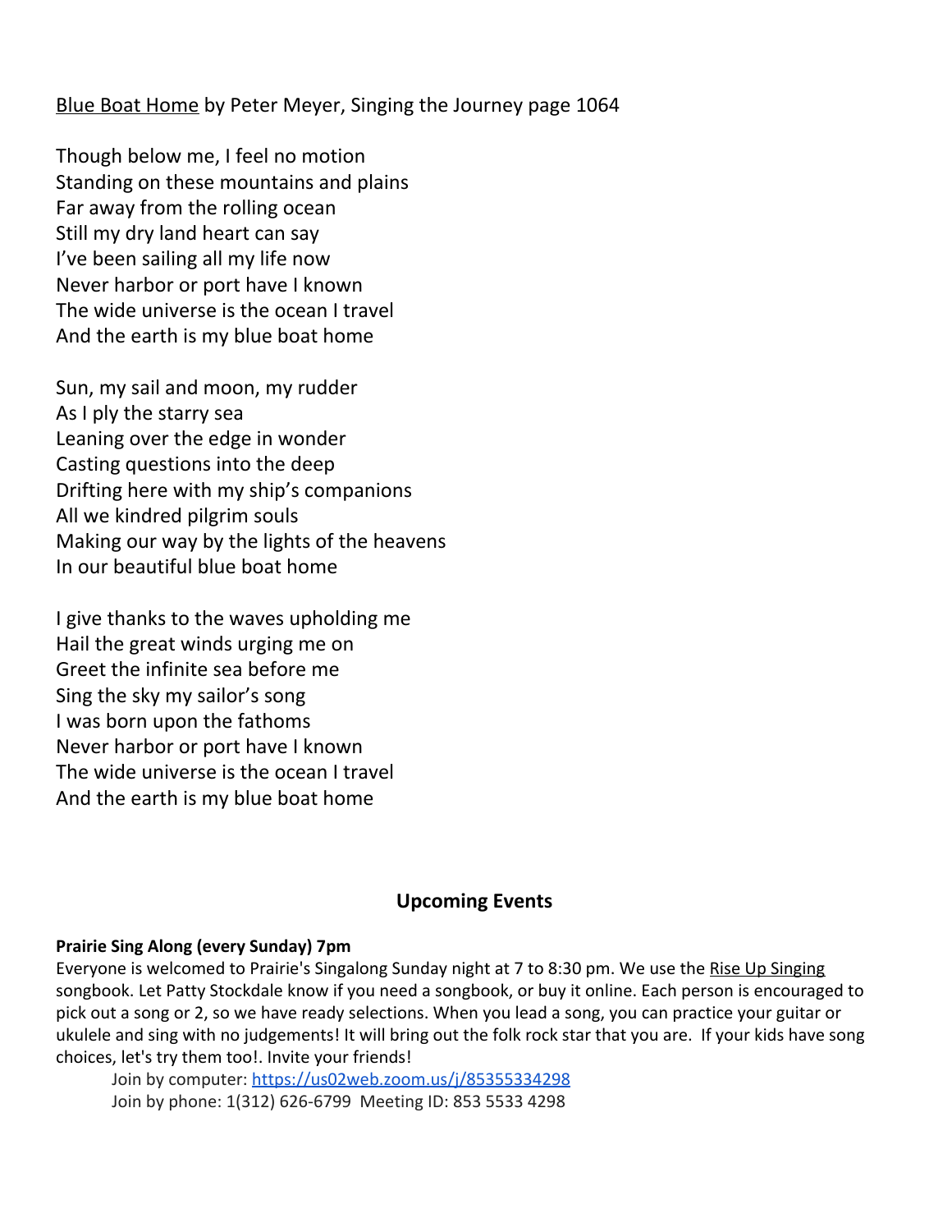<u>Blue Boat Home</u> by Peter Meyer, Singing the Journey page 1064

Though below me, I feel no motion
Standing on these mountains and plains
Far away from the rolling ocean
Still my dry land heart can say
I've been sailing all my life now
Never harbor or port have I known
The wide universe is the ocean I travel
And the earth is my blue boat home

Sun, my sail and moon, my rudder
As I ply the starry sea
Leaning over the edge in wonder
Casting questions into the deep
Drifting here with my ship's companions
All we kindred pilgrim souls
Making our way by the lights of the heavens
In our beautiful blue boat home

I give thanks to the waves upholding me
Hail the great winds urging me on
Greet the infinite sea before me
Sing the sky my sailor's song
I was born upon the fathoms
Never harbor or port have I known
The wide universe is the ocean I travel
And the earth is my blue boat home

## Upcoming Events

**Prairie Sing Along (every Sunday) 7pm**

Everyone is welcomed to Prairie's Singalong Sunday night at 7 to 8:30 pm. We use the <u>Rise Up Singing</u> songbook. Let Patty Stockdale know if you need a songbook, or buy it online. Each person is encouraged to pick out a song or 2, so we have ready selections. When you lead a song, you can practice your guitar or ukulele and sing with no judgements! It will bring out the folk rock star that you are. If your kids have song choices, let's try them too!. Invite your friends!

Join by computer: https://us02web.zoom.us/j/85355334298
Join by phone: 1(312) 626-6799 Meeting ID: 853 5533 4298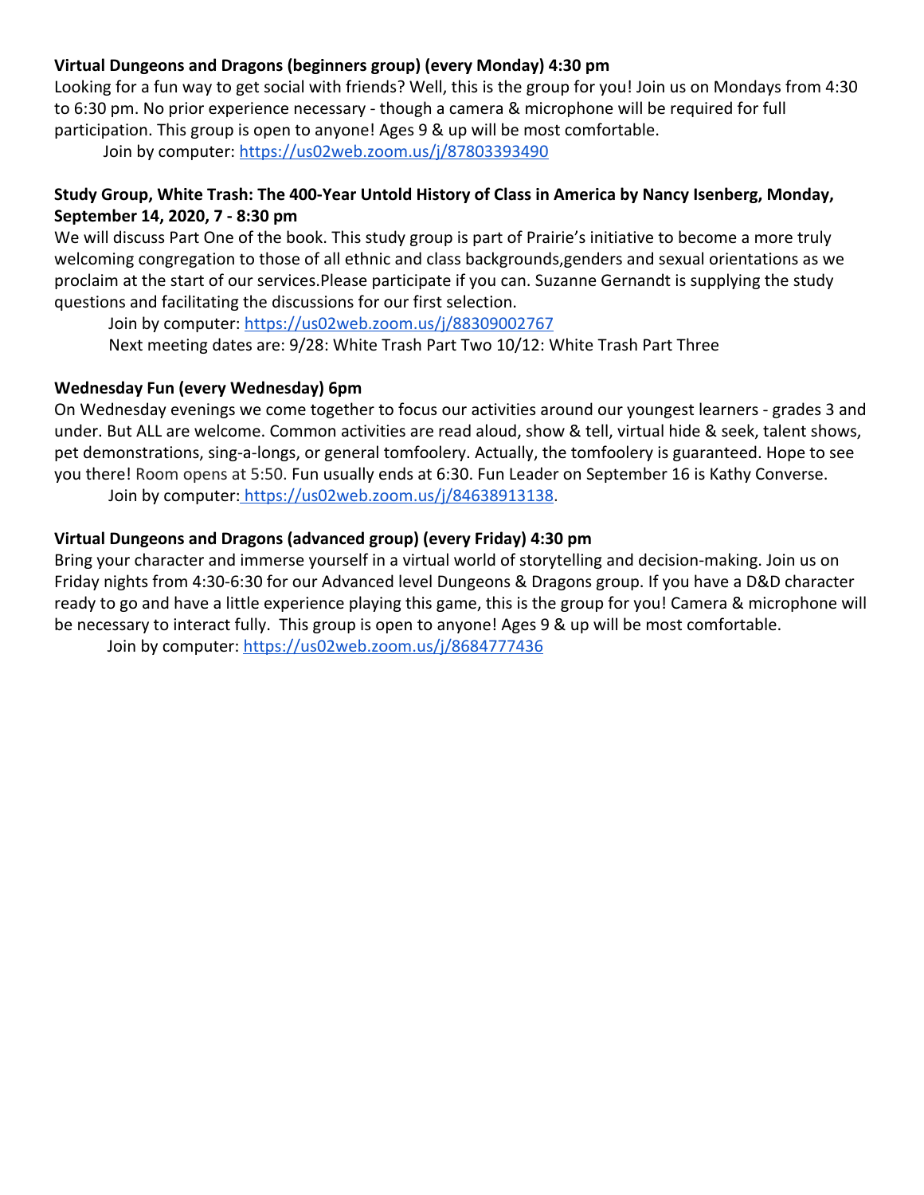**Virtual Dungeons and Dragons (beginners group) (every Monday) 4:30 pm**

Looking for a fun way to get social with friends? Well, this is the group for you! Join us on Mondays from 4:30 to 6:30 pm. No prior experience necessary - though a camera & microphone will be required for full participation. This group is open to anyone! Ages 9 & up will be most comfortable.

Join by computer: https://us02web.zoom.us/j/87803393490

**Study Group, White Trash: The 400-Year Untold History of Class in America by Nancy Isenberg, Monday, September 14, 2020, 7 - 8:30 pm**

We will discuss Part One of the book. This study group is part of Prairie's initiative to become a more truly welcoming congregation to those of all ethnic and class backgrounds,genders and sexual orientations as we proclaim at the start of our services.Please participate if you can. Suzanne Gernandt is supplying the study questions and facilitating the discussions for our first selection.

Join by computer: https://us02web.zoom.us/j/88309002767

Next meeting dates are: 9/28: White Trash Part Two 10/12: White Trash Part Three

**Wednesday Fun (every Wednesday) 6pm**

On Wednesday evenings we come together to focus our activities around our youngest learners - grades 3 and under. But ALL are welcome. Common activities are read aloud, show & tell, virtual hide & seek, talent shows, pet demonstrations, sing-a-longs, or general tomfoolery. Actually, the tomfoolery is guaranteed. Hope to see you there! Room opens at 5:50. Fun usually ends at 6:30. Fun Leader on September 16 is Kathy Converse.

Join by computer: https://us02web.zoom.us/j/84638913138.

**Virtual Dungeons and Dragons (advanced group) (every Friday) 4:30 pm**

Bring your character and immerse yourself in a virtual world of storytelling and decision-making. Join us on Friday nights from 4:30-6:30 for our Advanced level Dungeons & Dragons group. If you have a D&D character ready to go and have a little experience playing this game, this is the group for you! Camera & microphone will be necessary to interact fully. This group is open to anyone! Ages 9 & up will be most comfortable.

Join by computer: https://us02web.zoom.us/j/8684777436